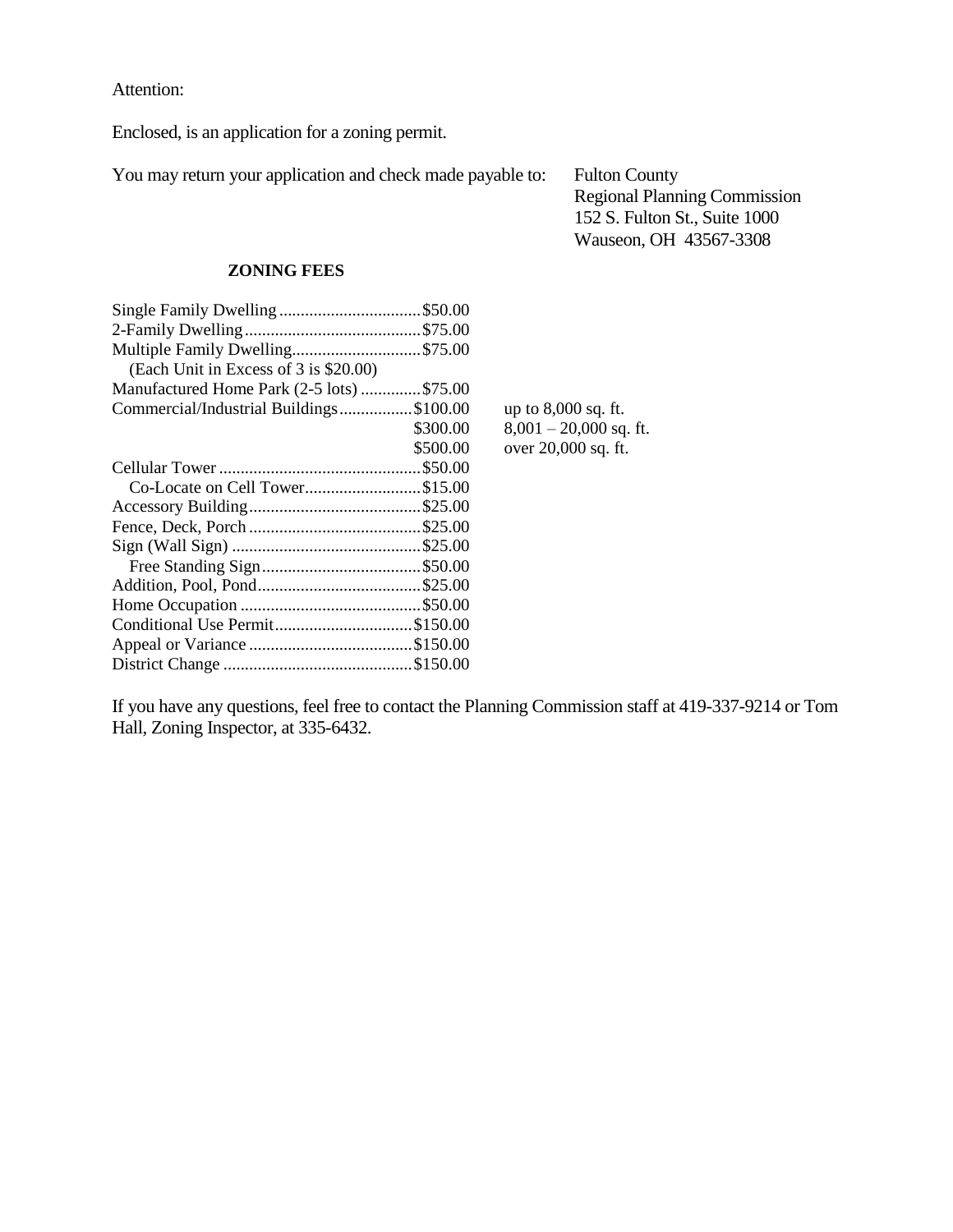Attention:

Enclosed, is an application for a zoning permit.

You may return your application and check made payable to:

Fulton County
Regional Planning Commission
152 S. Fulton St., Suite 1000
Wauseon, OH 43567-3308

### ZONING FEES

| Item | Fee | |
|---|---|---|
| Single Family Dwelling | $50.00 | |
| 2-Family Dwelling | $75.00 | |
| Multiple Family Dwelling | $75.00 | |
| (Each Unit in Excess of 3 is $20.00) | | |
| Manufactured Home Park (2-5 lots) | $75.00 | |
| Commercial/Industrial Buildings | $100.00 | up to 8,000 sq. ft. |
| | $300.00 | 8,001 – 20,000 sq. ft. |
| | $500.00 | over 20,000 sq. ft. |
| Cellular Tower | $50.00 | |
| Co-Locate on Cell Tower | $15.00 | |
| Accessory Building | $25.00 | |
| Fence, Deck, Porch | $25.00 | |
| Sign (Wall Sign) | $25.00 | |
| Free Standing Sign | $50.00 | |
| Addition, Pool, Pond | $25.00 | |
| Home Occupation | $50.00 | |
| Conditional Use Permit | $150.00 | |
| Appeal or Variance | $150.00 | |
| District Change | $150.00 | |

If you have any questions, feel free to contact the Planning Commission staff at 419-337-9214 or Tom Hall, Zoning Inspector, at 335-6432.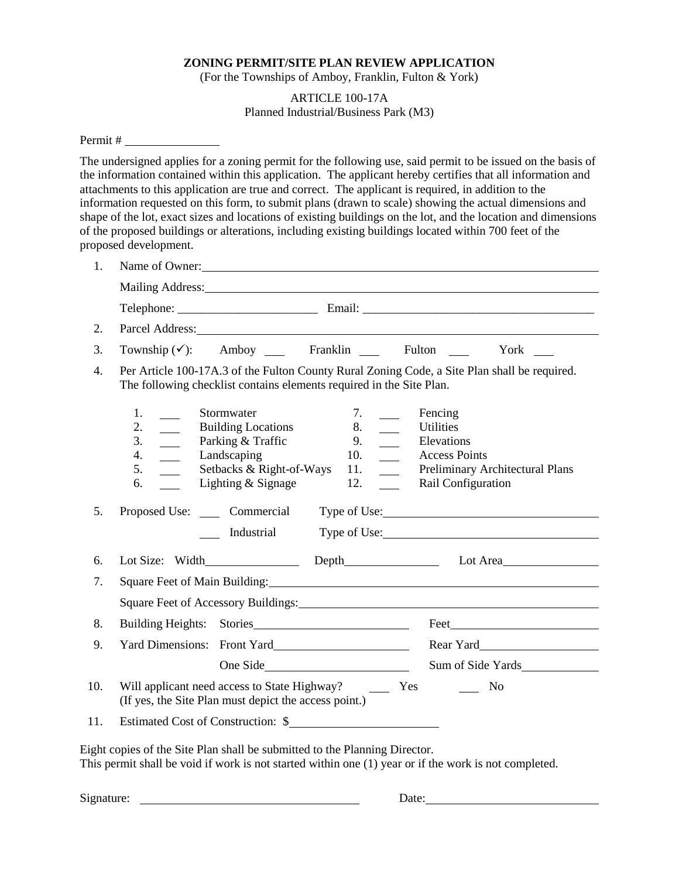**ZONING PERMIT/SITE PLAN REVIEW APPLICATION**
(For the Townships of Amboy, Franklin, Fulton & York)

ARTICLE 100-17A
Planned Industrial/Business Park (M3)

Permit # ______________

The undersigned applies for a zoning permit for the following use, said permit to be issued on the basis of the information contained within this application. The applicant hereby certifies that all information and attachments to this application are true and correct. The applicant is required, in addition to the information requested on this form, to submit plans (drawn to scale) showing the actual dimensions and shape of the lot, exact sizes and locations of existing buildings on the lot, and the location and dimensions of the proposed buildings or alterations, including existing buildings located within 700 feet of the proposed development.

1. Name of Owner: ______________________________

   Mailing Address: ______________________________

   Telephone: ______________________ Email: ______________________________

2. Parcel Address: ______________________________

3. Township (✓): Amboy ___ Franklin ___ Fulton ___ York ___

4. Per Article 100-17A.3 of the Fulton County Rural Zoning Code, a Site Plan shall be required. The following checklist contains elements required in the Site Plan.

   1. ___ Stormwater
   2. ___ Building Locations
   3. ___ Parking & Traffic
   4. ___ Landscaping
   5. ___ Setbacks & Right-of-Ways
   6. ___ Lighting & Signage
   7. ___ Fencing
   8. ___ Utilities
   9. ___ Elevations
   10. ___ Access Points
   11. ___ Preliminary Architectural Plans
   12. ___ Rail Configuration

5. Proposed Use: ___ Commercial Type of Use: ______________________________

   ___ Industrial Type of Use: ______________________________

6. Lot Size: Width ______________ Depth ______________ Lot Area ______________

7. Square Feet of Main Building: ______________________________

   Square Feet of Accessory Buildings: ______________________________

8. Building Heights: Stories ______________________ Feet ______________________

9. Yard Dimensions: Front Yard ______________________ Rear Yard ______________________

   One Side ______________________ Sum of Side Yards ______________________

10. Will applicant need access to State Highway? ___ Yes ___ No
    (If yes, the Site Plan must depict the access point.)

11. Estimated Cost of Construction: $______________________

Eight copies of the Site Plan shall be submitted to the Planning Director.
This permit shall be void if work is not started within one (1) year or if the work is not completed.

Signature: ______________________________ Date: ______________________________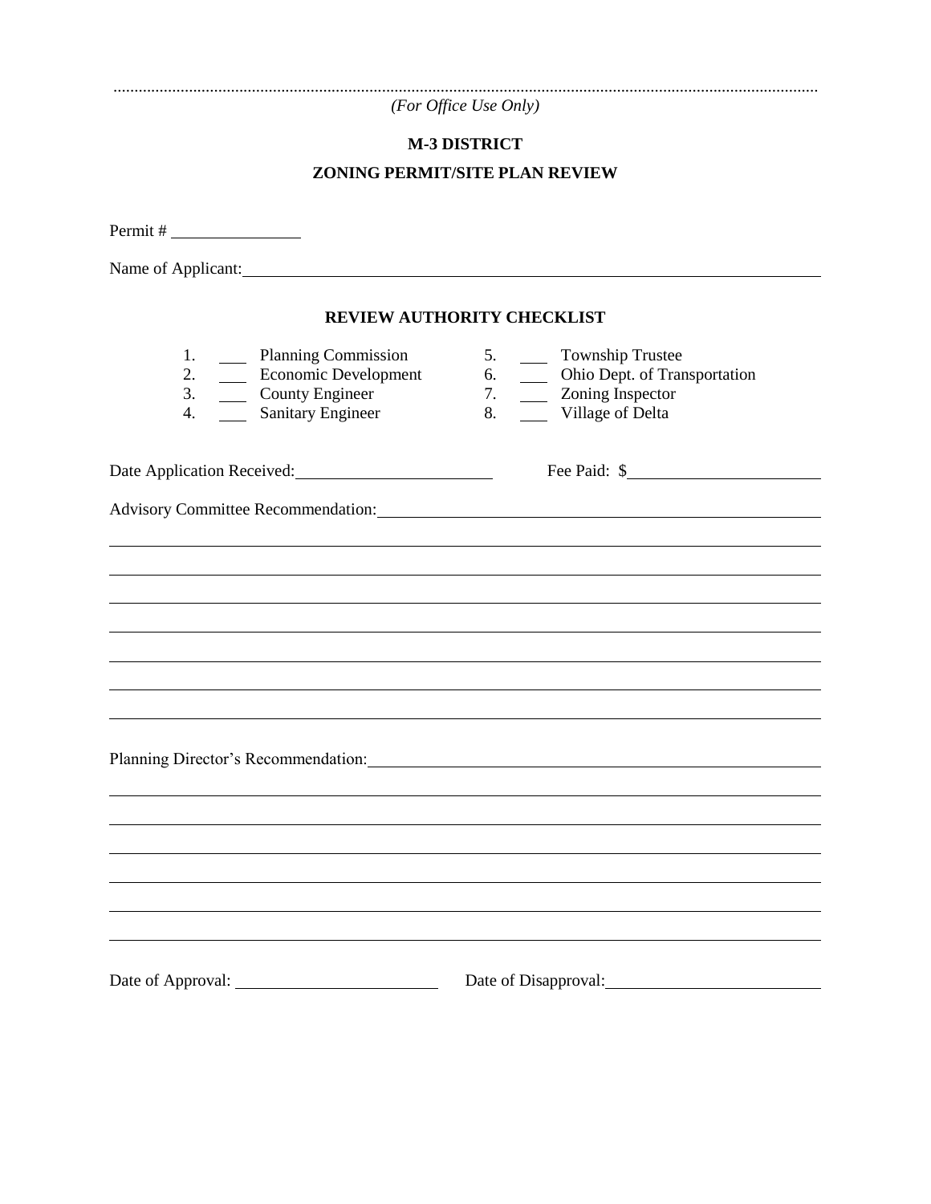.................................................................................................................................................................

*(For Office Use Only)*

**M-3 DISTRICT**

**ZONING PERMIT/SITE PLAN REVIEW**

Permit # ________________

Name of Applicant: ________________________________________________________________

**REVIEW AUTHORITY CHECKLIST**

1. ___ Planning Commission
2. ___ Economic Development
3. ___ County Engineer
4. ___ Sanitary Engineer
5. ___ Township Trustee
6. ___ Ohio Dept. of Transportation
7. ___ Zoning Inspector
8. ___ Village of Delta

Date Application Received: ________________________ Fee Paid: $________________________

Advisory Committee Recommendation: ________________________________________________

________________________________________________________________________________

________________________________________________________________________________

________________________________________________________________________________

________________________________________________________________________________

________________________________________________________________________________

________________________________________________________________________________

________________________________________________________________________________

Planning Director's Recommendation: ________________________________________________

________________________________________________________________________________

________________________________________________________________________________

________________________________________________________________________________

________________________________________________________________________________

________________________________________________________________________________

________________________________________________________________________________

Date of Approval: ________________________ Date of Disapproval: ________________________